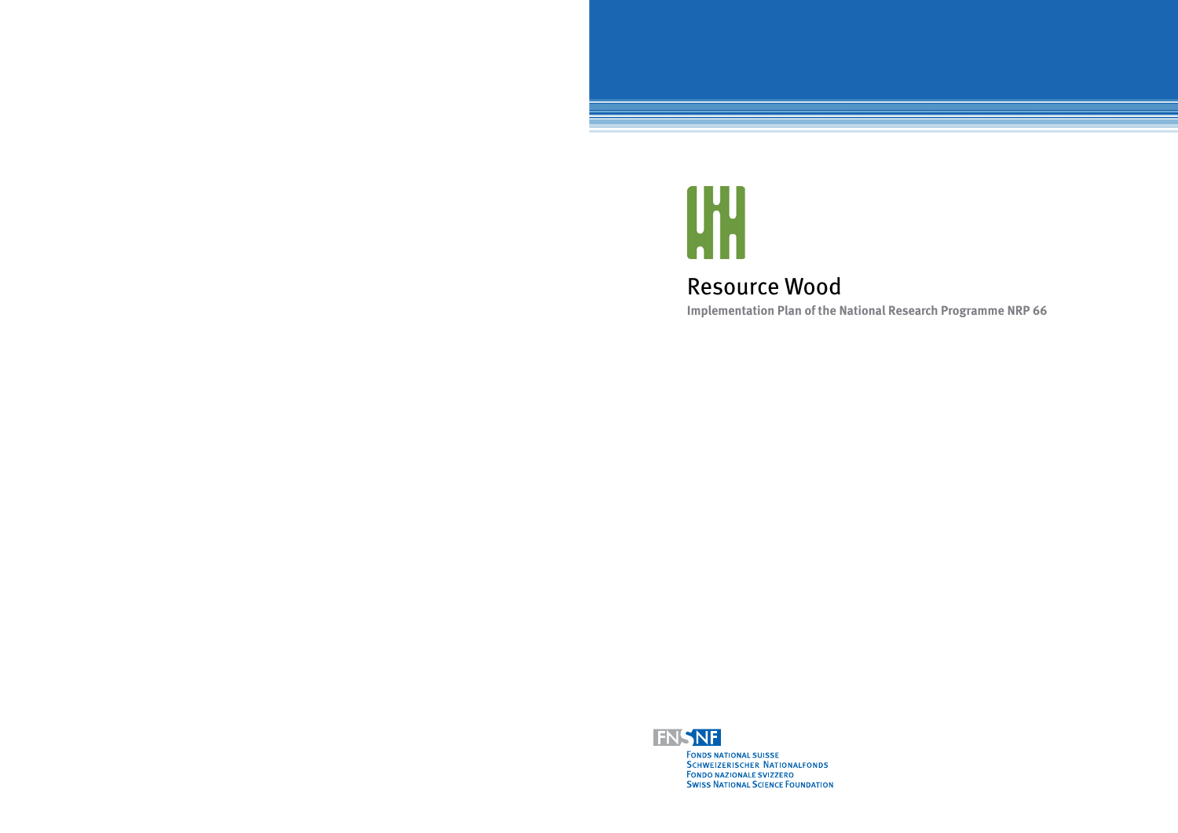# Resource Wood

**Implementation Plan of the National Research Programme NRP 66**

FNSNF

FONDS NATIONAL SUISSE
SCHWEIZERISCHER NATIONALFONDS
FONDO NAZIONALE SVIZZERO
SWISS NATIONAL SCIENCE FOUNDATION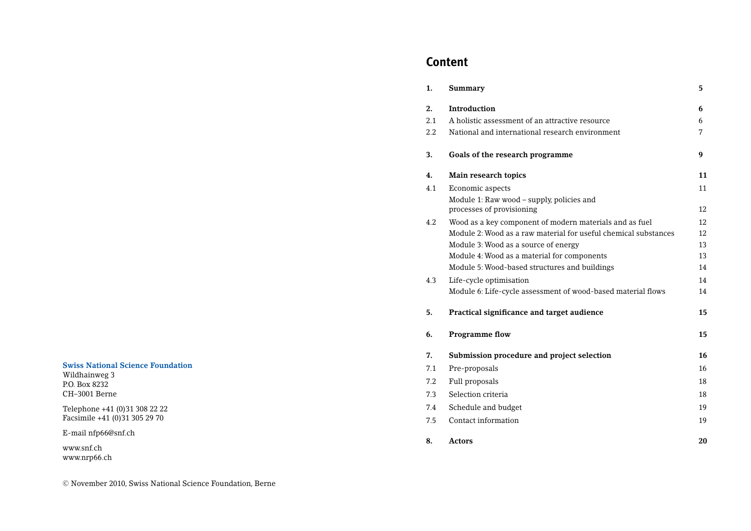**Swiss National Science Foundation**
Wildhainweg 3
P.O. Box 8232
CH–3001 Berne

Telephone +41 (0)31 308 22 22
Facsimile +41 (0)31 305 29 70

E-mail nfp66@snf.ch

www.snf.ch
www.nrp66.ch

© November 2010, Swiss National Science Foundation, Berne

# Content

| | | |
|---|---|---|
| **1.** | **Summary** | **5** |
| **2.** | **Introduction** | **6** |
| 2.1 | A holistic assessment of an attractive resource | 6 |
| 2.2 | National and international research environment | 7 |
| **3.** | **Goals of the research programme** | **9** |
| **4.** | **Main research topics** | **11** |
| 4.1 | Economic aspects | 11 |
| | Module 1: Raw wood – supply, policies and processes of provisioning | 12 |
| 4.2 | Wood as a key component of modern materials and as fuel | 12 |
| | Module 2: Wood as a raw material for useful chemical substances | 12 |
| | Module 3: Wood as a source of energy | 13 |
| | Module 4: Wood as a material for components | 13 |
| | Module 5: Wood-based structures and buildings | 14 |
| 4.3 | Life-cycle optimisation | 14 |
| | Module 6: Life-cycle assessment of wood-based material flows | 14 |
| **5.** | **Practical significance and target audience** | **15** |
| **6.** | **Programme flow** | **15** |
| **7.** | **Submission procedure and project selection** | **16** |
| 7.1 | Pre-proposals | 16 |
| 7.2 | Full proposals | 18 |
| 7.3 | Selection criteria | 18 |
| 7.4 | Schedule and budget | 19 |
| 7.5 | Contact information | 19 |
| **8.** | **Actors** | **20** |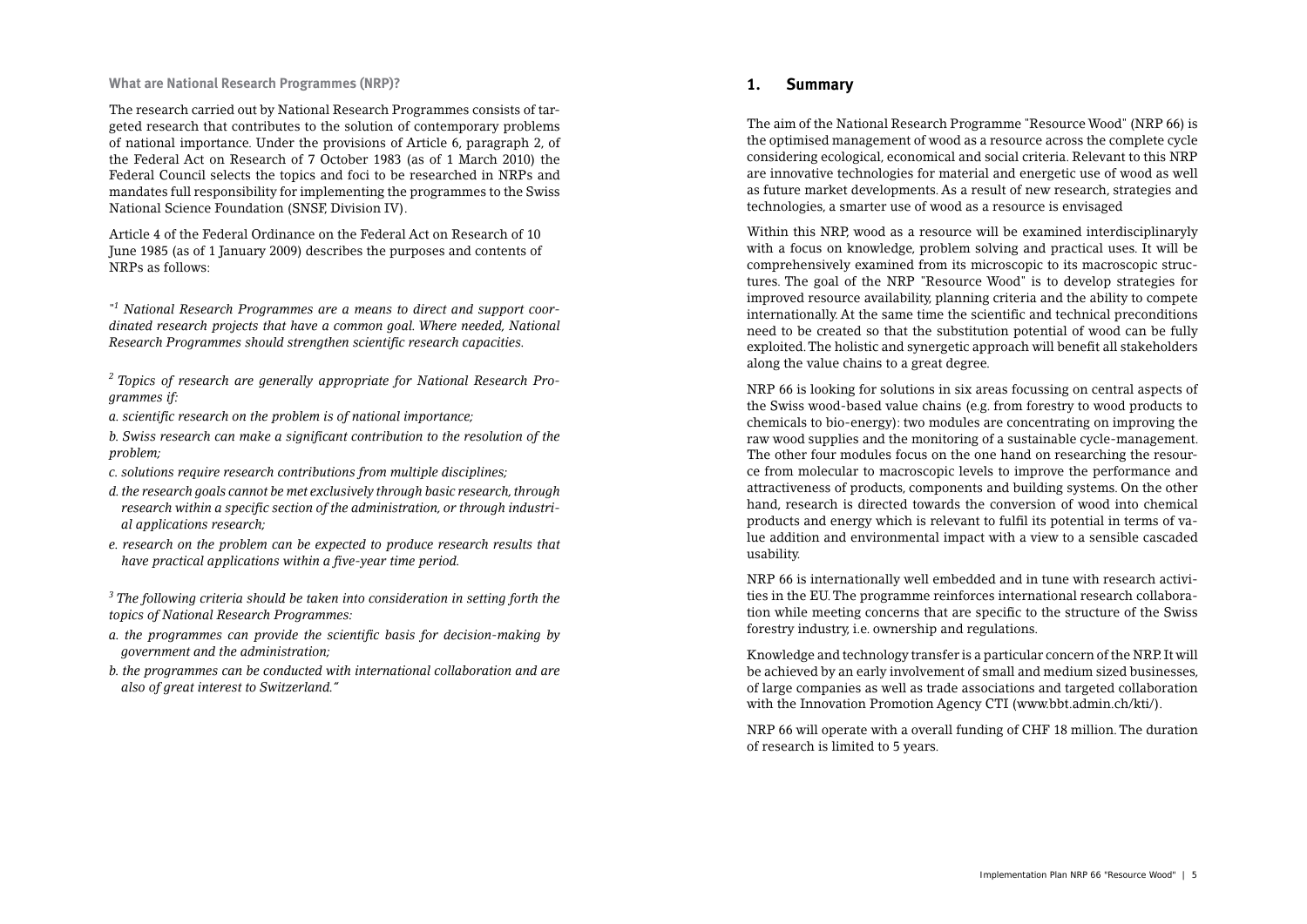**What are National Research Programmes (NRP)?**

The research carried out by National Research Programmes consists of targeted research that contributes to the solution of contemporary problems of national importance. Under the provisions of Article 6, paragraph 2, of the Federal Act on Research of 7 October 1983 (as of 1 March 2010) the Federal Council selects the topics and foci to be researched in NRPs and mandates full responsibility for implementing the programmes to the Swiss National Science Foundation (SNSF, Division IV).

Article 4 of the Federal Ordinance on the Federal Act on Research of 10 June 1985 (as of 1 January 2009) describes the purposes and contents of NRPs as follows:

*"[1] National Research Programmes are a means to direct and support coordinated research projects that have a common goal. Where needed, National Research Programmes should strengthen scientific research capacities.*

*[2] Topics of research are generally appropriate for National Research Programmes if:*

*a. scientific research on the problem is of national importance;*

*b. Swiss research can make a significant contribution to the resolution of the problem;*

*c. solutions require research contributions from multiple disciplines;*

*d. the research goals cannot be met exclusively through basic research, through research within a specific section of the administration, or through industrial applications research;*

*e. research on the problem can be expected to produce research results that have practical applications within a five-year time period.*

*[3] The following criteria should be taken into consideration in setting forth the topics of National Research Programmes:*

*a. the programmes can provide the scientific basis for decision-making by government and the administration;*

*b. the programmes can be conducted with international collaboration and are also of great interest to Switzerland."*

## 1. Summary

The aim of the National Research Programme "Resource Wood" (NRP 66) is the optimised management of wood as a resource across the complete cycle considering ecological, economical and social criteria. Relevant to this NRP are innovative technologies for material and energetic use of wood as well as future market developments. As a result of new research, strategies and technologies, a smarter use of wood as a resource is envisaged

Within this NRP, wood as a resource will be examined interdisciplinaryly with a focus on knowledge, problem solving and practical uses. It will be comprehensively examined from its microscopic to its macroscopic structures. The goal of the NRP "Resource Wood" is to develop strategies for improved resource availability, planning criteria and the ability to compete internationally. At the same time the scientific and technical preconditions need to be created so that the substitution potential of wood can be fully exploited. The holistic and synergetic approach will benefit all stakeholders along the value chains to a great degree.

NRP 66 is looking for solutions in six areas focussing on central aspects of the Swiss wood-based value chains (e.g. from forestry to wood products to chemicals to bio-energy): two modules are concentrating on improving the raw wood supplies and the monitoring of a sustainable cycle-management. The other four modules focus on the one hand on researching the resource from molecular to macroscopic levels to improve the performance and attractiveness of products, components and building systems. On the other hand, research is directed towards the conversion of wood into chemical products and energy which is relevant to fulfil its potential in terms of value addition and environmental impact with a view to a sensible cascaded usability.

NRP 66 is internationally well embedded and in tune with research activities in the EU. The programme reinforces international research collaboration while meeting concerns that are specific to the structure of the Swiss forestry industry, i.e. ownership and regulations.

Knowledge and technology transfer is a particular concern of the NRP. It will be achieved by an early involvement of small and medium sized businesses, of large companies as well as trade associations and targeted collaboration with the Innovation Promotion Agency CTI (www.bbt.admin.ch/kti/).

NRP 66 will operate with a overall funding of CHF 18 million. The duration of research is limited to 5 years.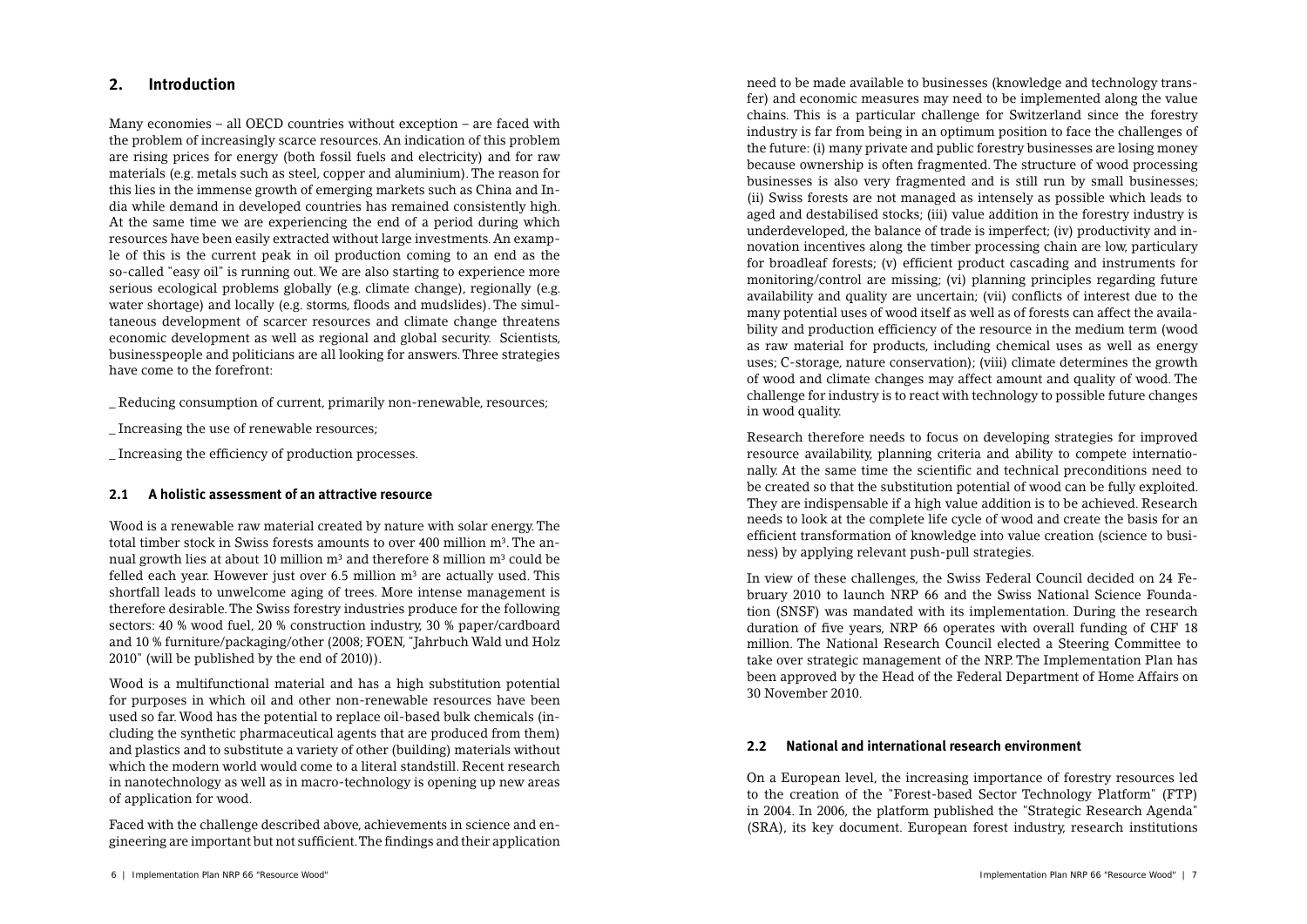## 2. Introduction

Many economies – all OECD countries without exception – are faced with the problem of increasingly scarce resources. An indication of this problem are rising prices for energy (both fossil fuels and electricity) and for raw materials (e.g. metals such as steel, copper and aluminium). The reason for this lies in the immense growth of emerging markets such as China and India while demand in developed countries has remained consistently high. At the same time we are experiencing the end of a period during which resources have been easily extracted without large investments. An example of this is the current peak in oil production coming to an end as the so-called "easy oil" is running out. We are also starting to experience more serious ecological problems globally (e.g. climate change), regionally (e.g. water shortage) and locally (e.g. storms, floods and mudslides). The simultaneous development of scarcer resources and climate change threatens economic development as well as regional and global security. Scientists, businesspeople and politicians are all looking for answers. Three strategies have come to the forefront:

_ Reducing consumption of current, primarily non-renewable, resources;

_ Increasing the use of renewable resources;

_ Increasing the efficiency of production processes.

### 2.1 A holistic assessment of an attractive resource

Wood is a renewable raw material created by nature with solar energy. The total timber stock in Swiss forests amounts to over 400 million $m^3$. The annual growth lies at about 10 million $m^3$ and therefore 8 million $m^3$ could be felled each year. However just over 6.5 million $m^3$ are actually used. This shortfall leads to unwelcome aging of trees. More intense management is therefore desirable. The Swiss forestry industries produce for the following sectors: 40 % wood fuel, 20 % construction industry, 30 % paper/cardboard and 10 % furniture/packaging/other (2008; FOEN, "Jahrbuch Wald und Holz 2010" (will be published by the end of 2010)).

Wood is a multifunctional material and has a high substitution potential for purposes in which oil and other non-renewable resources have been used so far. Wood has the potential to replace oil-based bulk chemicals (including the synthetic pharmaceutical agents that are produced from them) and plastics and to substitute a variety of other (building) materials without which the modern world would come to a literal standstill. Recent research in nanotechnology as well as in macro-technology is opening up new areas of application for wood.

Faced with the challenge described above, achievements in science and engineering are important but not sufficient. The findings and their application need to be made available to businesses (knowledge and technology transfer) and economic measures may need to be implemented along the value chains. This is a particular challenge for Switzerland since the forestry industry is far from being in an optimum position to face the challenges of the future: (i) many private and public forestry businesses are losing money because ownership is often fragmented. The structure of wood processing businesses is also very fragmented and is still run by small businesses; (ii) Swiss forests are not managed as intensely as possible which leads to aged and destabilised stocks; (iii) value addition in the forestry industry is underdeveloped, the balance of trade is imperfect; (iv) productivity and innovation incentives along the timber processing chain are low, particulary for broadleaf forests; (v) efficient product cascading and instruments for monitoring/control are missing; (vi) planning principles regarding future availability and quality are uncertain; (vii) conflicts of interest due to the many potential uses of wood itself as well as of forests can affect the availability and production efficiency of the resource in the medium term (wood as raw material for products, including chemical uses as well as energy uses; C-storage, nature conservation); (viii) climate determines the growth of wood and climate changes may affect amount and quality of wood. The challenge for industry is to react with technology to possible future changes in wood quality.

Research therefore needs to focus on developing strategies for improved resource availability, planning criteria and ability to compete internationally. At the same time the scientific and technical preconditions need to be created so that the substitution potential of wood can be fully exploited. They are indispensable if a high value addition is to be achieved. Research needs to look at the complete life cycle of wood and create the basis for an efficient transformation of knowledge into value creation (science to business) by applying relevant push-pull strategies.

In view of these challenges, the Swiss Federal Council decided on 24 February 2010 to launch NRP 66 and the Swiss National Science Foundation (SNSF) was mandated with its implementation. During the research duration of five years, NRP 66 operates with overall funding of CHF 18 million. The National Research Council elected a Steering Committee to take over strategic management of the NRP. The Implementation Plan has been approved by the Head of the Federal Department of Home Affairs on 30 November 2010.

### 2.2 National and international research environment

On a European level, the increasing importance of forestry resources led to the creation of the "Forest-based Sector Technology Platform" (FTP) in 2004. In 2006, the platform published the "Strategic Research Agenda" (SRA), its key document. European forest industry, research institutions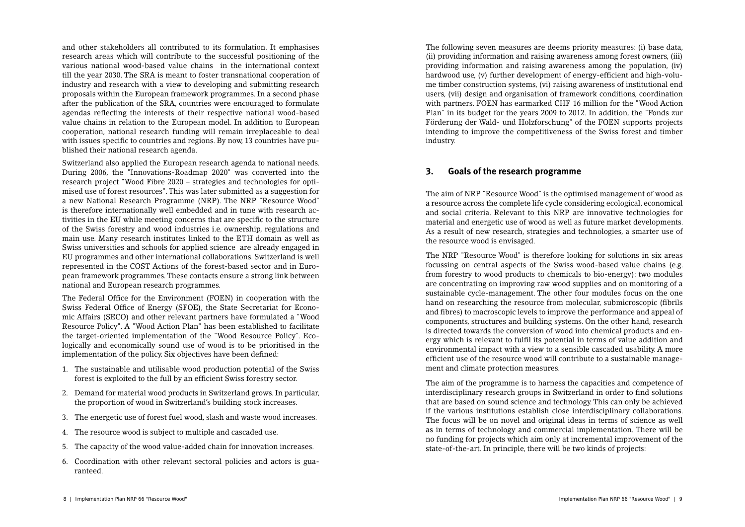and other stakeholders all contributed to its formulation. It emphasises research areas which will contribute to the successful positioning of the various national wood-based value chains in the international context till the year 2030. The SRA is meant to foster transnational cooperation of industry and research with a view to developing and submitting research proposals within the European framework programmes. In a second phase after the publication of the SRA, countries were encouraged to formulate agendas reflecting the interests of their respective national wood-based value chains in relation to the European model. In addition to European cooperation, national research funding will remain irreplaceable to deal with issues specific to countries and regions. By now, 13 countries have published their national research agenda.

Switzerland also applied the European research agenda to national needs. During 2006, the "Innovations-Roadmap 2020" was converted into the research project "Wood Fibre 2020 – strategies and technologies for optimised use of forest resources". This was later submitted as a suggestion for a new National Research Programme (NRP). The NRP "Resource Wood" is therefore internationally well embedded and in tune with research activities in the EU while meeting concerns that are specific to the structure of the Swiss forestry and wood industries i.e. ownership, regulations and main use. Many research institutes linked to the ETH domain as well as Swiss universities and schools for applied science are already engaged in EU programmes and other international collaborations. Switzerland is well represented in the COST Actions of the forest-based sector and in European framework programmes. These contacts ensure a strong link between national and European research programmes.

The Federal Office for the Environment (FOEN) in cooperation with the Swiss Federal Office of Energy (SFOE), the State Secretariat for Economic Affairs (SECO) and other relevant partners have formulated a "Wood Resource Policy". A "Wood Action Plan" has been established to facilitate the target-oriented implementation of the "Wood Resource Policy". Ecologically and economically sound use of wood is to be prioritised in the implementation of the policy. Six objectives have been defined:

1. The sustainable and utilisable wood production potential of the Swiss forest is exploited to the full by an efficient Swiss forestry sector.
2. Demand for material wood products in Switzerland grows. In particular, the proportion of wood in Switzerland's building stock increases.
3. The energetic use of forest fuel wood, slash and waste wood increases.
4. The resource wood is subject to multiple and cascaded use.
5. The capacity of the wood value-added chain for innovation increases.
6. Coordination with other relevant sectoral policies and actors is guaranteed.

The following seven measures are deems priority measures: (i) base data, (ii) providing information and raising awareness among forest owners, (iii) providing information and raising awareness among the population, (iv) hardwood use, (v) further development of energy-efficient and high-volume timber construction systems, (vi) raising awareness of institutional end users, (vii) design and organisation of framework conditions, coordination with partners. FOEN has earmarked CHF 16 million for the "Wood Action Plan" in its budget for the years 2009 to 2012. In addition, the "Fonds zur Förderung der Wald- und Holzforschung" of the FOEN supports projects intending to improve the competitiveness of the Swiss forest and timber industry.

## 3. Goals of the research programme

The aim of NRP "Resource Wood" is the optimised management of wood as a resource across the complete life cycle considering ecological, economical and social criteria. Relevant to this NRP are innovative technologies for material and energetic use of wood as well as future market developments. As a result of new research, strategies and technologies, a smarter use of the resource wood is envisaged.

The NRP "Resource Wood" is therefore looking for solutions in six areas focussing on central aspects of the Swiss wood-based value chains (e.g. from forestry to wood products to chemicals to bio-energy): two modules are concentrating on improving raw wood supplies and on monitoring of a sustainable cycle-management. The other four modules focus on the one hand on researching the resource from molecular, submicroscopic (fibrils and fibres) to macroscopic levels to improve the performance and appeal of components, structures and building systems. On the other hand, research is directed towards the conversion of wood into chemical products and energy which is relevant to fulfil its potential in terms of value addition and environmental impact with a view to a sensible cascaded usability. A more efficient use of the resource wood will contribute to a sustainable management and climate protection measures.

The aim of the programme is to harness the capacities and competence of interdisciplinary research groups in Switzerland in order to find solutions that are based on sound science and technology. This can only be achieved if the various institutions establish close interdisciplinary collaborations. The focus will be on novel and original ideas in terms of science as well as in terms of technology and commercial implementation. There will be no funding for projects which aim only at incremental improvement of the state-of-the-art. In principle, there will be two kinds of projects: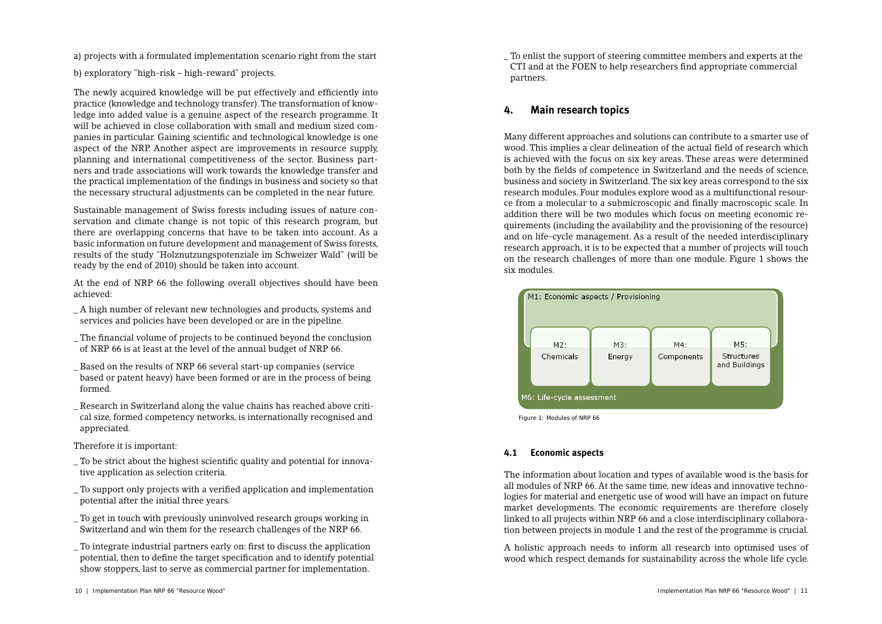a) projects with a formulated implementation scenario right from the start

b) exploratory "high-risk – high-reward" projects.

The newly acquired knowledge will be put effectively and efficiently into practice (knowledge and technology transfer). The transformation of knowledge into added value is a genuine aspect of the research programme. It will be achieved in close collaboration with small and medium sized companies in particular. Gaining scientific and technological knowledge is one aspect of the NRP. Another aspect are improvements in resource supply, planning and international competitiveness of the sector. Business partners and trade associations will work towards the knowledge transfer and the practical implementation of the findings in business and society so that the necessary structural adjustments can be completed in the near future.

Sustainable management of Swiss forests including issues of nature conservation and climate change is not topic of this research program, but there are overlapping concerns that have to be taken into account. As a basic information on future development and management of Swiss forests, results of the study "Holznutzungspotenziale im Schweizer Wald" (will be ready by the end of 2010) should be taken into account.

At the end of NRP 66 the following overall objectives should have been achieved:

- A high number of relevant new technologies and products, systems and services and policies have been developed or are in the pipeline.
- The financial volume of projects to be continued beyond the conclusion of NRP 66 is at least at the level of the annual budget of NRP 66.
- Based on the results of NRP 66 several start-up companies (service based or patent heavy) have been formed or are in the process of being formed.
- Research in Switzerland along the value chains has reached above critical size, formed competency networks, is internationally recognised and appreciated.

Therefore it is important:

- To be strict about the highest scientific quality and potential for innovative application as selection criteria.
- To support only projects with a verified application and implementation potential after the initial three years.
- To get in touch with previously uninvolved research groups working in Switzerland and win them for the research challenges of the NRP 66.
- To integrate industrial partners early on: first to discuss the application potential, then to define the target specification and to identify potential show stoppers, last to serve as commercial partner for implementation.
- To enlist the support of steering committee members and experts at the CTI and at the FOEN to help researchers find appropriate commercial partners.

## 4. Main research topics

Many different approaches and solutions can contribute to a smarter use of wood. This implies a clear delineation of the actual field of research which is achieved with the focus on six key areas. These areas were determined both by the fields of competence in Switzerland and the needs of science, business and society in Switzerland. The six key areas correspond to the six research modules. Four modules explore wood as a multifunctional resource from a molecular to a submicroscopic and finally macroscopic scale. In addition there will be two modules which focus on meeting economic requirements (including the availability and the provisioning of the resource) and on life-cycle management. As a result of the needed interdisciplinary research approach, it is to be expected that a number of projects will touch on the research challenges of more than one module. Figure 1 shows the six modules.

M1: Economic aspects / Provisioning

M2: Chemicals | M3: Energy | M4: Components | M5: Structures and Buildings

M6: Life-cycle assessment

Figure 1: Modules of NRP 66

### 4.1 Economic aspects

The information about location and types of available wood is the basis for all modules of NRP 66. At the same time, new ideas and innovative technologies for material and energetic use of wood will have an impact on future market developments. The economic requirements are therefore closely linked to all projects within NRP 66 and a close interdisciplinary collaboration between projects in module 1 and the rest of the programme is crucial.

A holistic approach needs to inform all research into optimised uses of wood which respect demands for sustainability across the whole life cycle.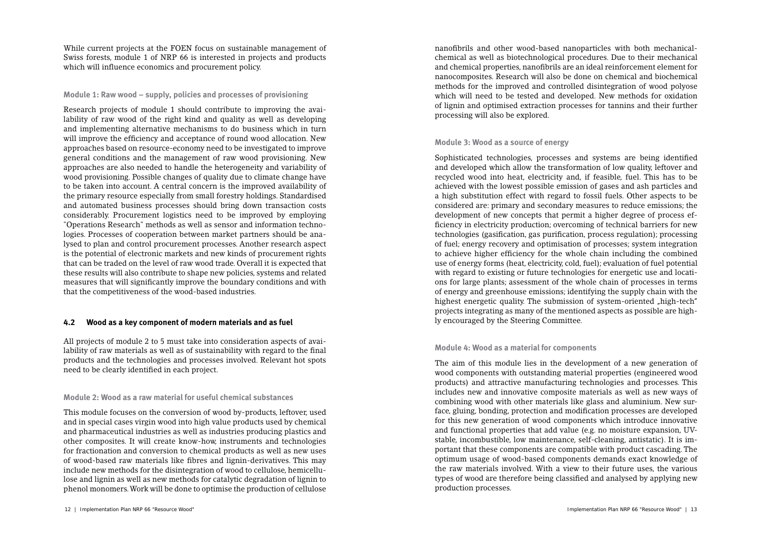While current projects at the FOEN focus on sustainable management of Swiss forests, module 1 of NRP 66 is interested in projects and products which will influence economics and procurement policy.

### Module 1: Raw wood – supply, policies and processes of provisioning

Research projects of module 1 should contribute to improving the availability of raw wood of the right kind and quality as well as developing and implementing alternative mechanisms to do business which in turn will improve the efficiency and acceptance of round wood allocation. New approaches based on resource-economy need to be investigated to improve general conditions and the management of raw wood provisioning. New approaches are also needed to handle the heterogeneity and variability of wood provisioning. Possible changes of quality due to climate change have to be taken into account. A central concern is the improved availability of the primary resource especially from small forestry holdings. Standardised and automated business processes should bring down transaction costs considerably. Procurement logistics need to be improved by employing "Operations Research" methods as well as sensor and information technologies. Processes of cooperation between market partners should be analysed to plan and control procurement processes. Another research aspect is the potential of electronic markets and new kinds of procurement rights that can be traded on the level of raw wood trade. Overall it is expected that these results will also contribute to shape new policies, systems and related measures that will significantly improve the boundary conditions and with that the competitiveness of the wood-based industries.

## 4.2 Wood as a key component of modern materials and as fuel

All projects of module 2 to 5 must take into consideration aspects of availability of raw materials as well as of sustainability with regard to the final products and the technologies and processes involved. Relevant hot spots need to be clearly identified in each project.

### Module 2: Wood as a raw material for useful chemical substances

This module focuses on the conversion of wood by-products, leftover, used and in special cases virgin wood into high value products used by chemical and pharmaceutical industries as well as industries producing plastics and other composites. It will create know-how, instruments and technologies for fractionation and conversion to chemical products as well as new uses of wood-based raw materials like fibres and lignin-derivatives. This may include new methods for the disintegration of wood to cellulose, hemicellulose and lignin as well as new methods for catalytic degradation of lignin to phenol monomers. Work will be done to optimise the production of cellulose nanofibrils and other wood-based nanoparticles with both mechanical-chemical as well as biotechnological procedures. Due to their mechanical and chemical properties, nanofibrils are an ideal reinforcement element for nanocomposites. Research will also be done on chemical and biochemical methods for the improved and controlled disintegration of wood polyose which will need to be tested and developed. New methods for oxidation of lignin and optimised extraction processes for tannins and their further processing will also be explored.

### Module 3: Wood as a source of energy

Sophisticated technologies, processes and systems are being identified and developed which allow the transformation of low quality, leftover and recycled wood into heat, electricity and, if feasible, fuel. This has to be achieved with the lowest possible emission of gases and ash particles and a high substitution effect with regard to fossil fuels. Other aspects to be considered are: primary and secondary measures to reduce emissions; the development of new concepts that permit a higher degree of process efficiency in electricity production; overcoming of technical barriers for new technologies (gasification, gas purification, process regulation); processing of fuel; energy recovery and optimisation of processes; system integration to achieve higher efficiency for the whole chain including the combined use of energy forms (heat, electricity, cold, fuel); evaluation of fuel potential with regard to existing or future technologies for energetic use and locations for large plants; assessment of the whole chain of processes in terms of energy and greenhouse emissions; identifying the supply chain with the highest energetic quality. The submission of system-oriented „high-tech" projects integrating as many of the mentioned aspects as possible are highly encouraged by the Steering Committee.

### Module 4: Wood as a material for components

The aim of this module lies in the development of a new generation of wood components with outstanding material properties (engineered wood products) and attractive manufacturing technologies and processes. This includes new and innovative composite materials as well as new ways of combining wood with other materials like glass and aluminium. New surface, gluing, bonding, protection and modification processes are developed for this new generation of wood components which introduce innovative and functional properties that add value (e.g. no moisture expansion, UV-stable, incombustible, low maintenance, self-cleaning, antistatic). It is important that these components are compatible with product cascading. The optimum usage of wood-based components demands exact knowledge of the raw materials involved. With a view to their future uses, the various types of wood are therefore being classified and analysed by applying new production processes.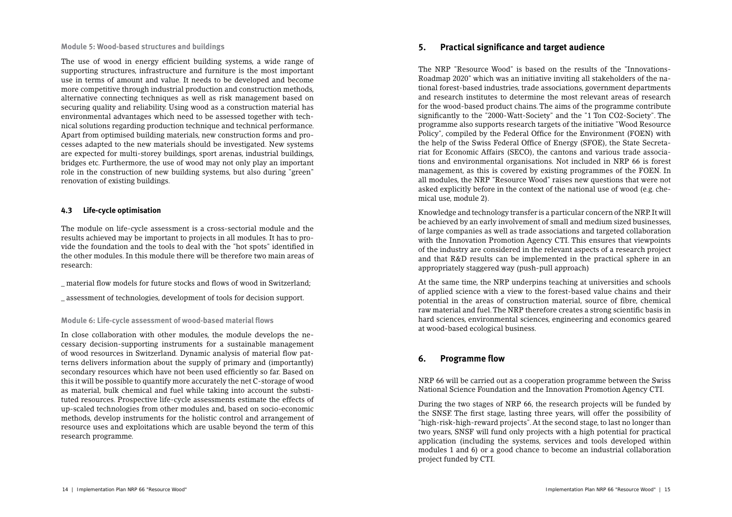**Module 5: Wood-based structures and buildings**

The use of wood in energy efficient building systems, a wide range of supporting structures, infrastructure and furniture is the most important use in terms of amount and value. It needs to be developed and become more competitive through industrial production and construction methods, alternative connecting techniques as well as risk management based on securing quality and reliability. Using wood as a construction material has environmental advantages which need to be assessed together with technical solutions regarding production technique and technical performance. Apart from optimised building materials, new construction forms and processes adapted to the new materials should be investigated. New systems are expected for multi-storey buildings, sport arenas, industrial buildings, bridges etc. Furthermore, the use of wood may not only play an important role in the construction of new building systems, but also during "green" renovation of existing buildings.

### 4.3 Life-cycle optimisation

The module on life-cycle assessment is a cross-sectorial module and the results achieved may be important to projects in all modules. It has to provide the foundation and the tools to deal with the "hot spots" identified in the other modules. In this module there will be therefore two main areas of research:

_ material flow models for future stocks and flows of wood in Switzerland;

_ assessment of technologies, development of tools for decision support.

**Module 6: Life-cycle assessment of wood-based material flows**

In close collaboration with other modules, the module develops the necessary decision-supporting instruments for a sustainable management of wood resources in Switzerland. Dynamic analysis of material flow patterns delivers information about the supply of primary and (importantly) secondary resources which have not been used efficiently so far. Based on this it will be possible to quantify more accurately the net C-storage of wood as material, bulk chemical and fuel while taking into account the substituted resources. Prospective life-cycle assessments estimate the effects of up-scaled technologies from other modules and, based on socio-economic methods, develop instruments for the holistic control and arrangement of resource uses and exploitations which are usable beyond the term of this research programme.

## 5. Practical significance and target audience

The NRP "Resource Wood" is based on the results of the "Innovations-Roadmap 2020" which was an initiative inviting all stakeholders of the national forest-based industries, trade associations, government departments and research institutes to determine the most relevant areas of research for the wood-based product chains. The aims of the programme contribute significantly to the "2000-Watt-Society" and the "1 Ton CO2-Society". The programme also supports research targets of the initiative "Wood Resource Policy", compiled by the Federal Office for the Environment (FOEN) with the help of the Swiss Federal Office of Energy (SFOE), the State Secretariat for Economic Affairs (SECO), the cantons and various trade associations and environmental organisations. Not included in NRP 66 is forest management, as this is covered by existing programmes of the FOEN. In all modules, the NRP "Resource Wood" raises new questions that were not asked explicitly before in the context of the national use of wood (e.g. chemical use, module 2).

Knowledge and technology transfer is a particular concern of the NRP. It will be achieved by an early involvement of small and medium sized businesses, of large companies as well as trade associations and targeted collaboration with the Innovation Promotion Agency CTI. This ensures that viewpoints of the industry are considered in the relevant aspects of a research project and that R&D results can be implemented in the practical sphere in an appropriately staggered way (push-pull approach)

At the same time, the NRP underpins teaching at universities and schools of applied science with a view to the forest-based value chains and their potential in the areas of construction material, source of fibre, chemical raw material and fuel. The NRP therefore creates a strong scientific basis in hard sciences, environmental sciences, engineering and economics geared at wood-based ecological business.

## 6. Programme flow

NRP 66 will be carried out as a cooperation programme between the Swiss National Science Foundation and the Innovation Promotion Agency CTI.

During the two stages of NRP 66, the research projects will be funded by the SNSF. The first stage, lasting three years, will offer the possibility of "high-risk-high-reward projects". At the second stage, to last no longer than two years, SNSF will fund only projects with a high potential for practical application (including the systems, services and tools developed within modules 1 and 6) or a good chance to become an industrial collaboration project funded by CTI.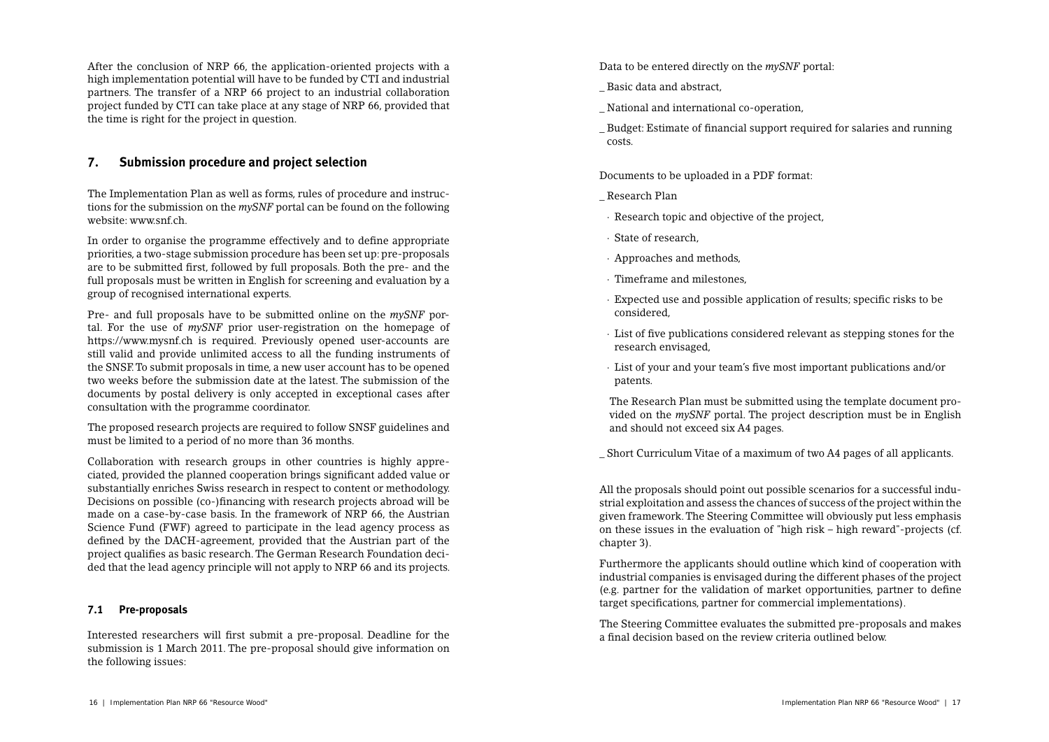After the conclusion of NRP 66, the application-oriented projects with a high implementation potential will have to be funded by CTI and industrial partners. The transfer of a NRP 66 project to an industrial collaboration project funded by CTI can take place at any stage of NRP 66, provided that the time is right for the project in question.

## 7. Submission procedure and project selection

The Implementation Plan as well as forms, rules of procedure and instructions for the submission on the *mySNF* portal can be found on the following website: www.snf.ch.

In order to organise the programme effectively and to define appropriate priorities, a two-stage submission procedure has been set up: pre-proposals are to be submitted first, followed by full proposals. Both the pre- and the full proposals must be written in English for screening and evaluation by a group of recognised international experts.

Pre- and full proposals have to be submitted online on the *mySNF* portal. For the use of *mySNF* prior user-registration on the homepage of https://www.mysnf.ch is required. Previously opened user-accounts are still valid and provide unlimited access to all the funding instruments of the SNSF. To submit proposals in time, a new user account has to be opened two weeks before the submission date at the latest. The submission of the documents by postal delivery is only accepted in exceptional cases after consultation with the programme coordinator.

The proposed research projects are required to follow SNSF guidelines and must be limited to a period of no more than 36 months.

Collaboration with research groups in other countries is highly appreciated, provided the planned cooperation brings significant added value or substantially enriches Swiss research in respect to content or methodology. Decisions on possible (co-)financing with research projects abroad will be made on a case-by-case basis. In the framework of NRP 66, the Austrian Science Fund (FWF) agreed to participate in the lead agency process as defined by the DACH-agreement, provided that the Austrian part of the project qualifies as basic research. The German Research Foundation decided that the lead agency principle will not apply to NRP 66 and its projects.

### 7.1 Pre-proposals

Interested researchers will first submit a pre-proposal. Deadline for the submission is 1 March 2011. The pre-proposal should give information on the following issues:

Data to be entered directly on the *mySNF* portal:

_ Basic data and abstract,

_ National and international co-operation,

_ Budget: Estimate of financial support required for salaries and running costs.

Documents to be uploaded in a PDF format:

_ Research Plan

- Research topic and objective of the project,
- State of research,
- Approaches and methods,
- Timeframe and milestones,
- Expected use and possible application of results; specific risks to be considered,
- List of five publications considered relevant as stepping stones for the research envisaged,
- List of your and your team's five most important publications and/or patents.

The Research Plan must be submitted using the template document provided on the *mySNF* portal. The project description must be in English and should not exceed six A4 pages.

_ Short Curriculum Vitae of a maximum of two A4 pages of all applicants.

All the proposals should point out possible scenarios for a successful industrial exploitation and assess the chances of success of the project within the given framework. The Steering Committee will obviously put less emphasis on these issues in the evaluation of "high risk – high reward"-projects (cf. chapter 3).

Furthermore the applicants should outline which kind of cooperation with industrial companies is envisaged during the different phases of the project (e.g. partner for the validation of market opportunities, partner to define target specifications, partner for commercial implementations).

The Steering Committee evaluates the submitted pre-proposals and makes a final decision based on the review criteria outlined below.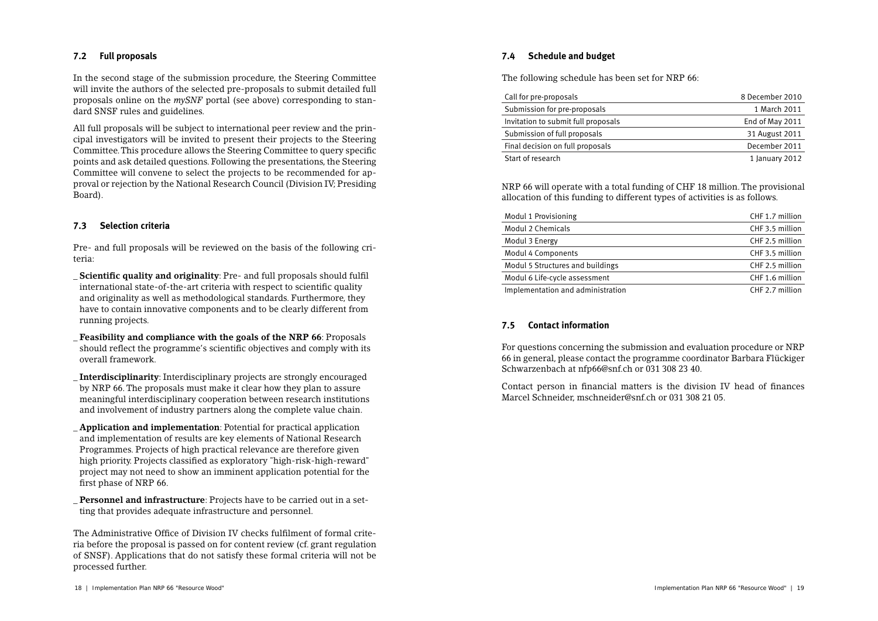### 7.2 Full proposals

In the second stage of the submission procedure, the Steering Committee will invite the authors of the selected pre-proposals to submit detailed full proposals online on the *mySNF* portal (see above) corresponding to standard SNSF rules and guidelines.

All full proposals will be subject to international peer review and the principal investigators will be invited to present their projects to the Steering Committee. This procedure allows the Steering Committee to query specific points and ask detailed questions. Following the presentations, the Steering Committee will convene to select the projects to be recommended for approval or rejection by the National Research Council (Division IV; Presiding Board).

### 7.3 Selection criteria

Pre- and full proposals will be reviewed on the basis of the following criteria:

_ **Scientific quality and originality**: Pre- and full proposals should fulfil international state-of-the-art criteria with respect to scientific quality and originality as well as methodological standards. Furthermore, they have to contain innovative components and to be clearly different from running projects.

_ **Feasibility and compliance with the goals of the NRP 66**: Proposals should reflect the programme's scientific objectives and comply with its overall framework.

_ **Interdisciplinarity**: Interdisciplinary projects are strongly encouraged by NRP 66. The proposals must make it clear how they plan to assure meaningful interdisciplinary cooperation between research institutions and involvement of industry partners along the complete value chain.

_ **Application and implementation**: Potential for practical application and implementation of results are key elements of National Research Programmes. Projects of high practical relevance are therefore given high priority. Projects classified as exploratory "high-risk-high-reward" project may not need to show an imminent application potential for the first phase of NRP 66.

_ **Personnel and infrastructure**: Projects have to be carried out in a setting that provides adequate infrastructure and personnel.

The Administrative Office of Division IV checks fulfilment of formal criteria before the proposal is passed on for content review (cf. grant regulation of SNSF). Applications that do not satisfy these formal criteria will not be processed further.

### 7.4 Schedule and budget

The following schedule has been set for NRP 66:

| | |
|---|---|
| Call for pre-proposals | 8 December 2010 |
| Submission for pre-proposals | 1 March 2011 |
| Invitation to submit full proposals | End of May 2011 |
| Submission of full proposals | 31 August 2011 |
| Final decision on full proposals | December 2011 |
| Start of research | 1 January 2012 |

NRP 66 will operate with a total funding of CHF 18 million. The provisional allocation of this funding to different types of activities is as follows.

| | |
|---|---|
| Modul 1 Provisioning | CHF 1.7 million |
| Modul 2 Chemicals | CHF 3.5 million |
| Modul 3 Energy | CHF 2.5 million |
| Modul 4 Components | CHF 3.5 million |
| Modul 5 Structures and buildings | CHF 2.5 million |
| Modul 6 Life-cycle assessment | CHF 1.6 million |
| Implementation and administration | CHF 2.7 million |

### 7.5 Contact information

For questions concerning the submission and evaluation procedure or NRP 66 in general, please contact the programme coordinator Barbara Flückiger Schwarzenbach at nfp66@snf.ch or 031 308 23 40.

Contact person in financial matters is the division IV head of finances Marcel Schneider, mschneider@snf.ch or 031 308 21 05.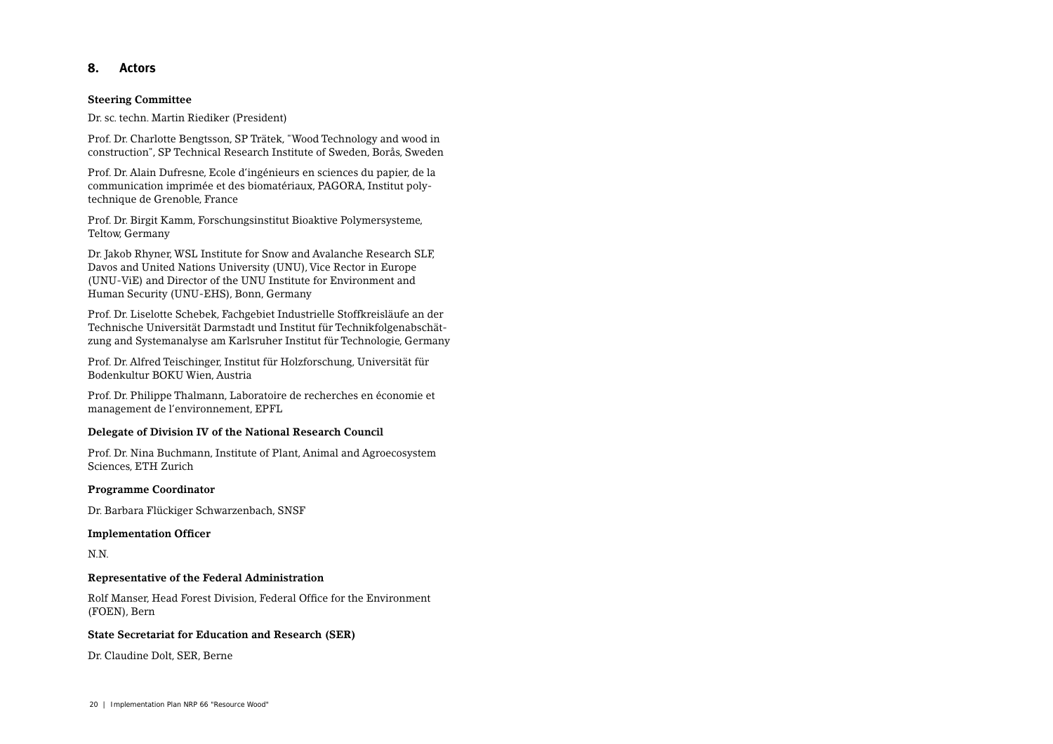## 8. Actors

**Steering Committee**

Dr. sc. techn. Martin Riediker (President)

Prof. Dr. Charlotte Bengtsson, SP Trätek, "Wood Technology and wood in construction", SP Technical Research Institute of Sweden, Borås, Sweden

Prof. Dr. Alain Dufresne, Ecole d'ingénieurs en sciences du papier, de la communication imprimée et des biomatériaux, PAGORA, Institut polytechnique de Grenoble, France

Prof. Dr. Birgit Kamm, Forschungsinstitut Bioaktive Polymersysteme, Teltow, Germany

Dr. Jakob Rhyner, WSL Institute for Snow and Avalanche Research SLF, Davos and United Nations University (UNU), Vice Rector in Europe (UNU-ViE) and Director of the UNU Institute for Environment and Human Security (UNU-EHS), Bonn, Germany

Prof. Dr. Liselotte Schebek, Fachgebiet Industrielle Stoffkreisläufe an der Technische Universität Darmstadt und Institut für Technikfolgenabschätzung and Systemanalyse am Karlsruher Institut für Technologie, Germany

Prof. Dr. Alfred Teischinger, Institut für Holzforschung, Universität für Bodenkultur BOKU Wien, Austria

Prof. Dr. Philippe Thalmann, Laboratoire de recherches en économie et management de l'environnement, EPFL

**Delegate of Division IV of the National Research Council**

Prof. Dr. Nina Buchmann, Institute of Plant, Animal and Agroecosystem Sciences, ETH Zurich

**Programme Coordinator**

Dr. Barbara Flückiger Schwarzenbach, SNSF

**Implementation Officer**

N.N.

**Representative of the Federal Administration**

Rolf Manser, Head Forest Division, Federal Office for the Environment (FOEN), Bern

**State Secretariat for Education and Research (SER)**

Dr. Claudine Dolt, SER, Berne